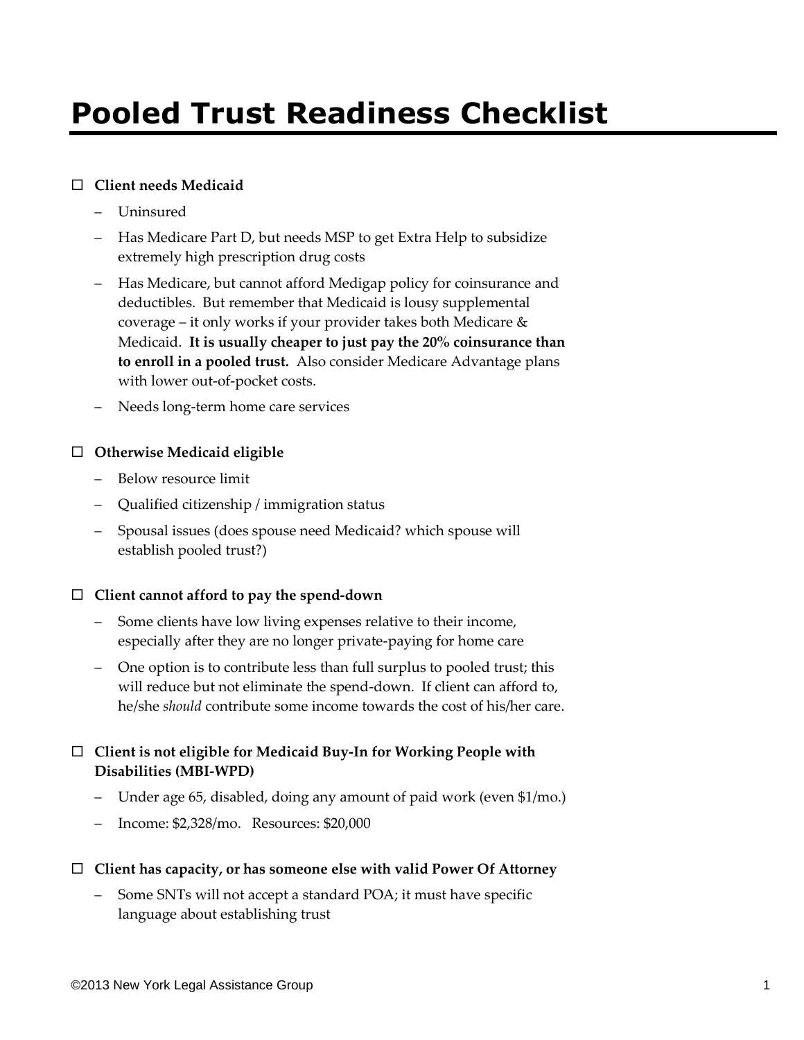# Pooled Trust Readiness Checklist

☐ **Client needs Medicaid**

- Uninsured
- Has Medicare Part D, but needs MSP to get Extra Help to subsidize extremely high prescription drug costs
- Has Medicare, but cannot afford Medigap policy for coinsurance and deductibles. But remember that Medicaid is lousy supplemental coverage – it only works if your provider takes both Medicare & Medicaid. **It is usually cheaper to just pay the 20% coinsurance than to enroll in a pooled trust.** Also consider Medicare Advantage plans with lower out-of-pocket costs.
- Needs long-term home care services

☐ **Otherwise Medicaid eligible**

- Below resource limit
- Qualified citizenship / immigration status
- Spousal issues (does spouse need Medicaid? which spouse will establish pooled trust?)

☐ **Client cannot afford to pay the spend-down**

- Some clients have low living expenses relative to their income, especially after they are no longer private-paying for home care
- One option is to contribute less than full surplus to pooled trust; this will reduce but not eliminate the spend-down. If client can afford to, he/she *should* contribute some income towards the cost of his/her care.

☐ **Client is not eligible for Medicaid Buy-In for Working People with Disabilities (MBI-WPD)**

- Under age 65, disabled, doing any amount of paid work (even $1/mo.)
- Income: $2,328/mo. Resources: $20,000

☐ **Client has capacity, or has someone else with valid Power Of Attorney**

- Some SNTs will not accept a standard POA; it must have specific language about establishing trust

©2013 New York Legal Assistance Group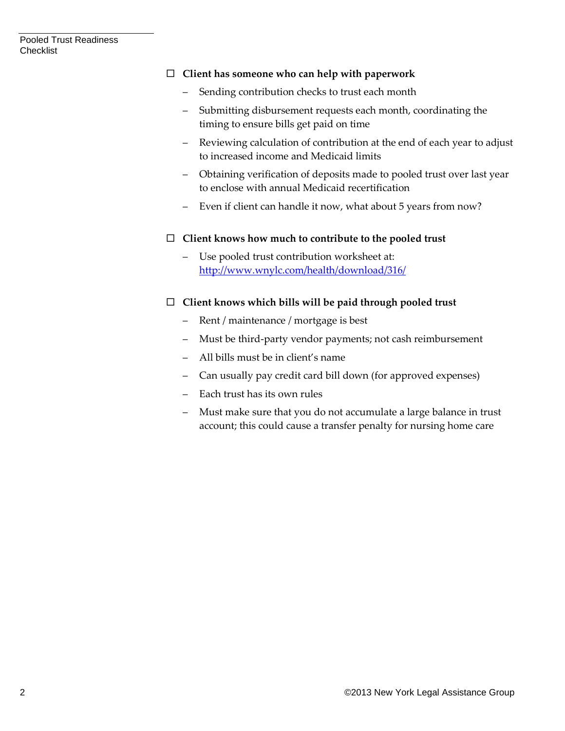- ☐ **Client has someone who can help with paperwork**
  - Sending contribution checks to trust each month
  - Submitting disbursement requests each month, coordinating the timing to ensure bills get paid on time
  - Reviewing calculation of contribution at the end of each year to adjust to increased income and Medicaid limits
  - Obtaining verification of deposits made to pooled trust over last year to enclose with annual Medicaid recertification
  - Even if client can handle it now, what about 5 years from now?

- ☐ **Client knows how much to contribute to the pooled trust**
  - Use pooled trust contribution worksheet at: [http://www.wnylc.com/health/download/316/](http://www.wnylc.com/health/download/316/)

- ☐ **Client knows which bills will be paid through pooled trust**
  - Rent / maintenance / mortgage is best
  - Must be third-party vendor payments; not cash reimbursement
  - All bills must be in client's name
  - Can usually pay credit card bill down (for approved expenses)
  - Each trust has its own rules
  - Must make sure that you do not accumulate a large balance in trust account; this could cause a transfer penalty for nursing home care